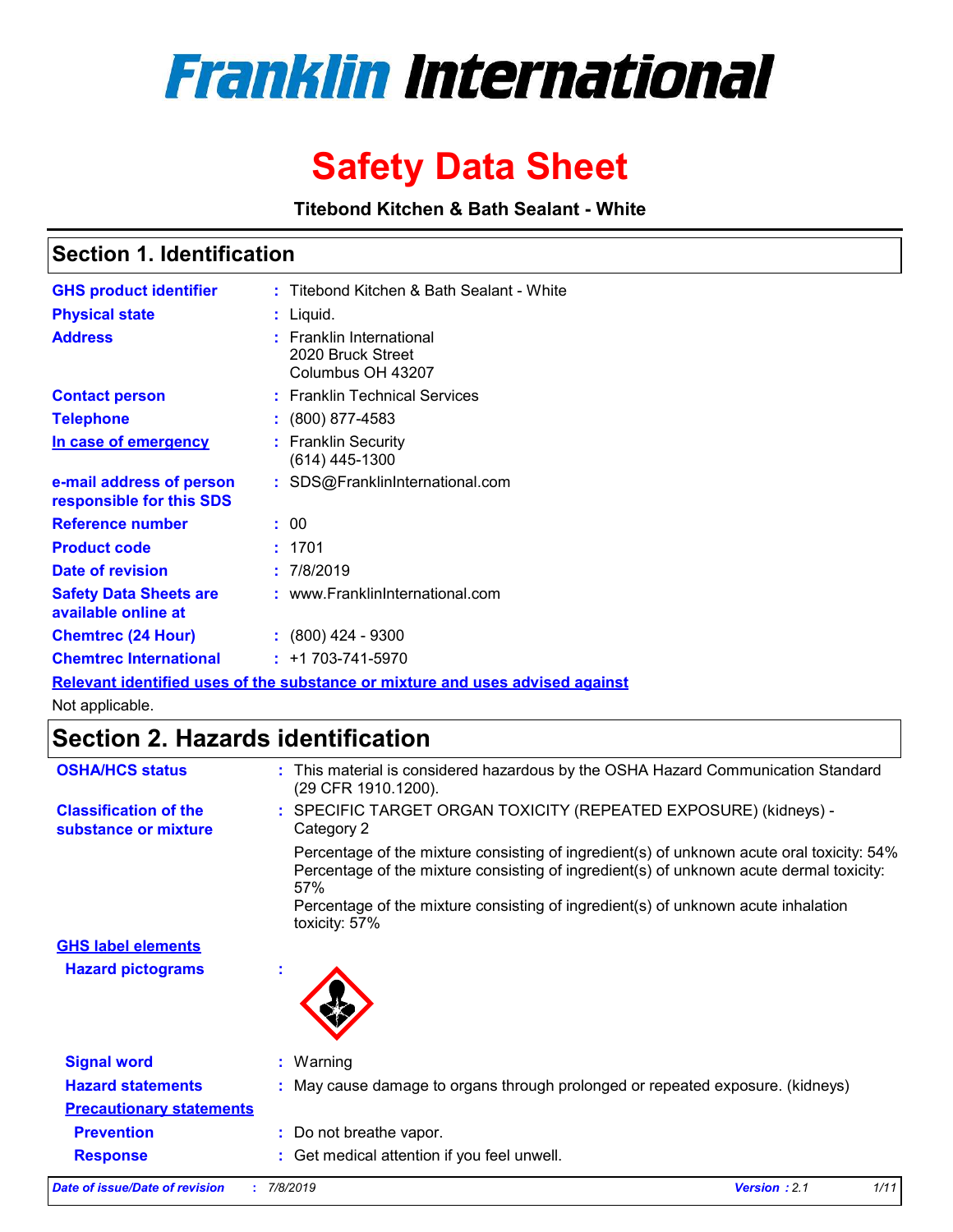# Franklin International

# Safety Data Sheet

**Titebond Kitchen & Bath Sealant - White**

## Section 1. Identification

| | |
|---|---|
| **GHS product identifier** | : Titebond Kitchen & Bath Sealant - White |
| **Physical state** | : Liquid. |
| **Address** | : Franklin International<br>2020 Bruck Street<br>Columbus OH 43207 |
| **Contact person** | : Franklin Technical Services |
| **Telephone** | : (800) 877-4583 |
| **In case of emergency** | : Franklin Security<br>(614) 445-1300 |
| **e-mail address of person responsible for this SDS** | : SDS@FranklinInternational.com |
| **Reference number** | : 00 |
| **Product code** | : 1701 |
| **Date of revision** | : 7/8/2019 |
| **Safety Data Sheets are available online at** | : www.FranklinInternational.com |
| **Chemtrec (24 Hour)** | : (800) 424 - 9300 |
| **Chemtrec International** | : +1 703-741-5970 |

**Relevant identified uses of the substance or mixture and uses advised against**

Not applicable.

## Section 2. Hazards identification

| | |
|---|---|
| **OSHA/HCS status** | : This material is considered hazardous by the OSHA Hazard Communication Standard (29 CFR 1910.1200). |
| **Classification of the substance or mixture** | : SPECIFIC TARGET ORGAN TOXICITY (REPEATED EXPOSURE) (kidneys) - Category 2<br><br>Percentage of the mixture consisting of ingredient(s) of unknown acute oral toxicity: 54%<br>Percentage of the mixture consisting of ingredient(s) of unknown acute dermal toxicity: 57%<br>Percentage of the mixture consisting of ingredient(s) of unknown acute inhalation toxicity: 57% |

**GHS label elements**

| | |
|---|---|
| **Hazard pictograms** | : |
| **Signal word** | : Warning |
| **Hazard statements** | : May cause damage to organs through prolonged or repeated exposure. (kidneys) |

**Precautionary statements**

| | |
|---|---|
| **Prevention** | : Do not breathe vapor. |
| **Response** | : Get medical attention if you feel unwell. |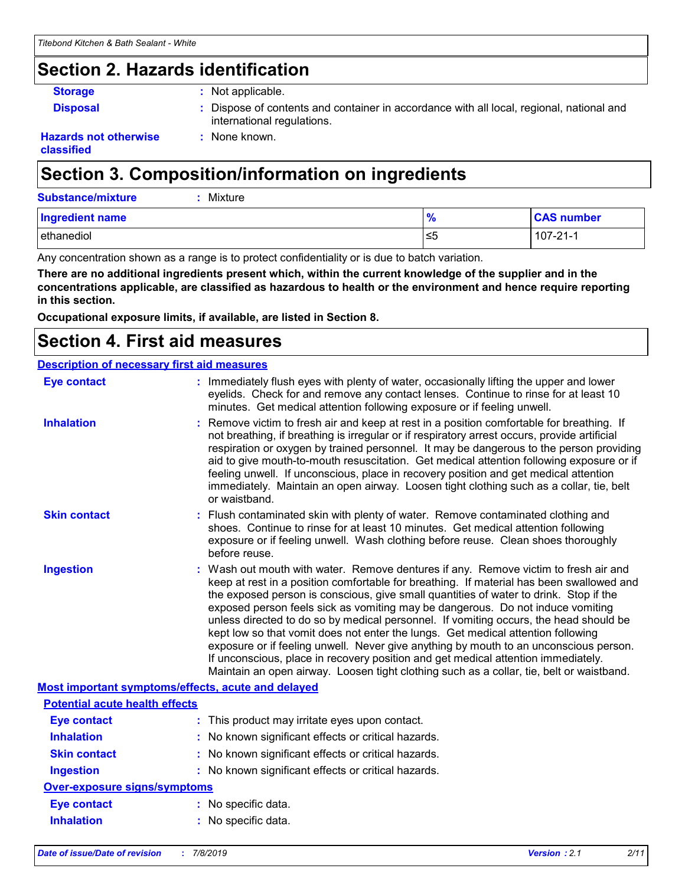## Section 2. Hazards identification

**Storage** : Not applicable.

**Disposal** : Dispose of contents and container in accordance with all local, regional, national and international regulations.

**Hazards not otherwise classified** : None known.

## Section 3. Composition/information on ingredients

**Substance/mixture** : Mixture

| Ingredient name | % | CAS number |
|---|---|---|
| ethanediol | ≤5 | 107-21-1 |

Any concentration shown as a range is to protect confidentiality or is due to batch variation.

**There are no additional ingredients present which, within the current knowledge of the supplier and in the concentrations applicable, are classified as hazardous to health or the environment and hence require reporting in this section.**

**Occupational exposure limits, if available, are listed in Section 8.**

## Section 4. First aid measures

### Description of necessary first aid measures

**Eye contact** : Immediately flush eyes with plenty of water, occasionally lifting the upper and lower eyelids. Check for and remove any contact lenses. Continue to rinse for at least 10 minutes. Get medical attention following exposure or if feeling unwell.

**Inhalation** : Remove victim to fresh air and keep at rest in a position comfortable for breathing. If not breathing, if breathing is irregular or if respiratory arrest occurs, provide artificial respiration or oxygen by trained personnel. It may be dangerous to the person providing aid to give mouth-to-mouth resuscitation. Get medical attention following exposure or if feeling unwell. If unconscious, place in recovery position and get medical attention immediately. Maintain an open airway. Loosen tight clothing such as a collar, tie, belt or waistband.

**Skin contact** : Flush contaminated skin with plenty of water. Remove contaminated clothing and shoes. Continue to rinse for at least 10 minutes. Get medical attention following exposure or if feeling unwell. Wash clothing before reuse. Clean shoes thoroughly before reuse.

**Ingestion** : Wash out mouth with water. Remove dentures if any. Remove victim to fresh air and keep at rest in a position comfortable for breathing. If material has been swallowed and the exposed person is conscious, give small quantities of water to drink. Stop if the exposed person feels sick as vomiting may be dangerous. Do not induce vomiting unless directed to do so by medical personnel. If vomiting occurs, the head should be kept low so that vomit does not enter the lungs. Get medical attention following exposure or if feeling unwell. Never give anything by mouth to an unconscious person. If unconscious, place in recovery position and get medical attention immediately. Maintain an open airway. Loosen tight clothing such as a collar, tie, belt or waistband.

### Most important symptoms/effects, acute and delayed

#### Potential acute health effects

**Eye contact** : This product may irritate eyes upon contact.

**Inhalation** : No known significant effects or critical hazards.

**Skin contact** : No known significant effects or critical hazards.

**Ingestion** : No known significant effects or critical hazards.

#### Over-exposure signs/symptoms

**Eye contact** : No specific data.

**Inhalation** : No specific data.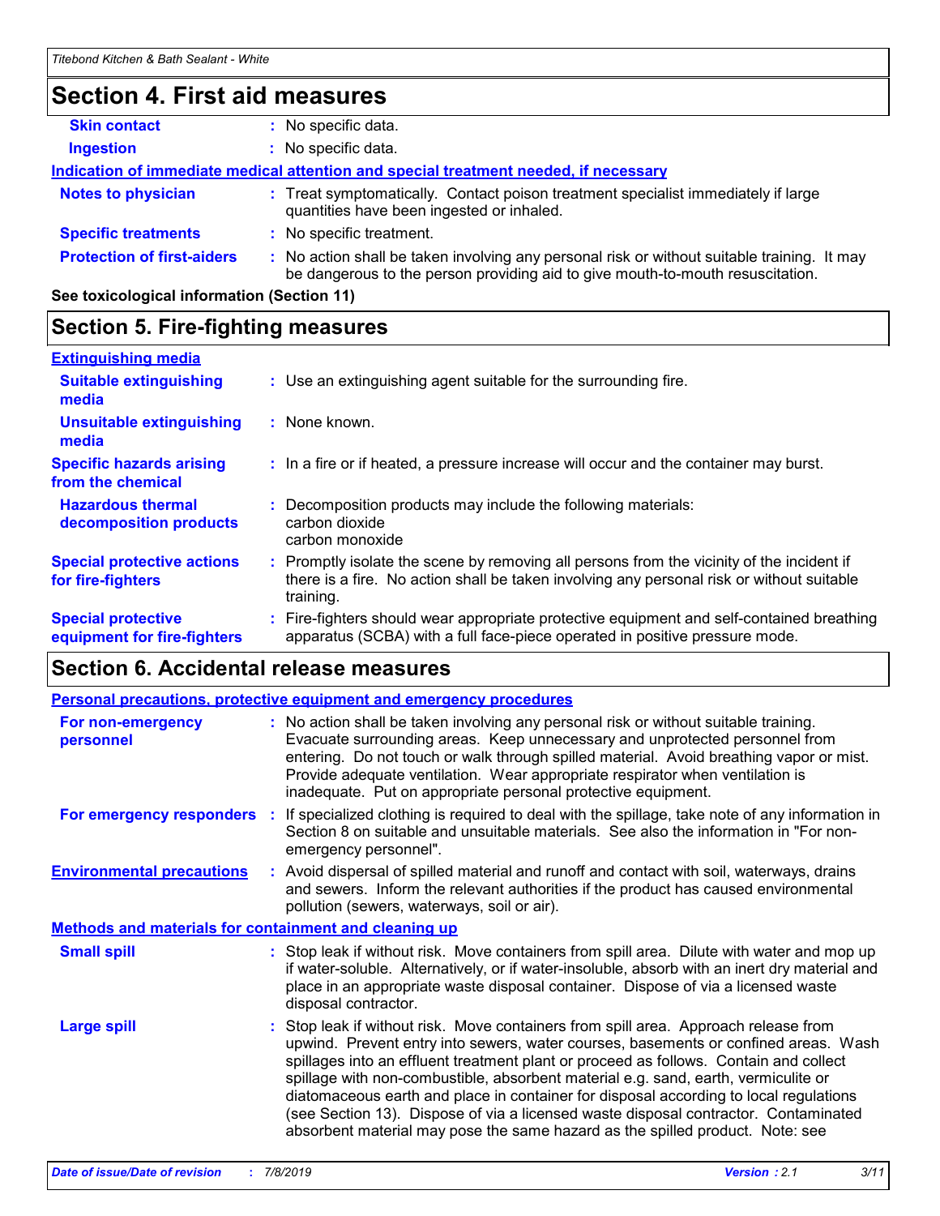## Section 4. First aid measures

**Skin contact** : No specific data.

**Ingestion** : No specific data.

**Indication of immediate medical attention and special treatment needed, if necessary**

**Notes to physician** : Treat symptomatically. Contact poison treatment specialist immediately if large quantities have been ingested or inhaled.

**Specific treatments** : No specific treatment.

**Protection of first-aiders** : No action shall be taken involving any personal risk or without suitable training. It may be dangerous to the person providing aid to give mouth-to-mouth resuscitation.

**See toxicological information (Section 11)**

## Section 5. Fire-fighting measures

**Extinguishing media**

**Suitable extinguishing media** : Use an extinguishing agent suitable for the surrounding fire.

**Unsuitable extinguishing media** : None known.

**Specific hazards arising from the chemical** : In a fire or if heated, a pressure increase will occur and the container may burst.

**Hazardous thermal decomposition products** : Decomposition products may include the following materials:
carbon dioxide
carbon monoxide

**Special protective actions for fire-fighters** : Promptly isolate the scene by removing all persons from the vicinity of the incident if there is a fire. No action shall be taken involving any personal risk or without suitable training.

**Special protective equipment for fire-fighters** : Fire-fighters should wear appropriate protective equipment and self-contained breathing apparatus (SCBA) with a full face-piece operated in positive pressure mode.

## Section 6. Accidental release measures

**Personal precautions, protective equipment and emergency procedures**

**For non-emergency personnel** : No action shall be taken involving any personal risk or without suitable training. Evacuate surrounding areas. Keep unnecessary and unprotected personnel from entering. Do not touch or walk through spilled material. Avoid breathing vapor or mist. Provide adequate ventilation. Wear appropriate respirator when ventilation is inadequate. Put on appropriate personal protective equipment.

**For emergency responders** : If specialized clothing is required to deal with the spillage, take note of any information in Section 8 on suitable and unsuitable materials. See also the information in "For non-emergency personnel".

**Environmental precautions** : Avoid dispersal of spilled material and runoff and contact with soil, waterways, drains and sewers. Inform the relevant authorities if the product has caused environmental pollution (sewers, waterways, soil or air).

**Methods and materials for containment and cleaning up**

**Small spill** : Stop leak if without risk. Move containers from spill area. Dilute with water and mop up if water-soluble. Alternatively, or if water-insoluble, absorb with an inert dry material and place in an appropriate waste disposal container. Dispose of via a licensed waste disposal contractor.

**Large spill** : Stop leak if without risk. Move containers from spill area. Approach release from upwind. Prevent entry into sewers, water courses, basements or confined areas. Wash spillages into an effluent treatment plant or proceed as follows. Contain and collect spillage with non-combustible, absorbent material e.g. sand, earth, vermiculite or diatomaceous earth and place in container for disposal according to local regulations (see Section 13). Dispose of via a licensed waste disposal contractor. Contaminated absorbent material may pose the same hazard as the spilled product. Note: see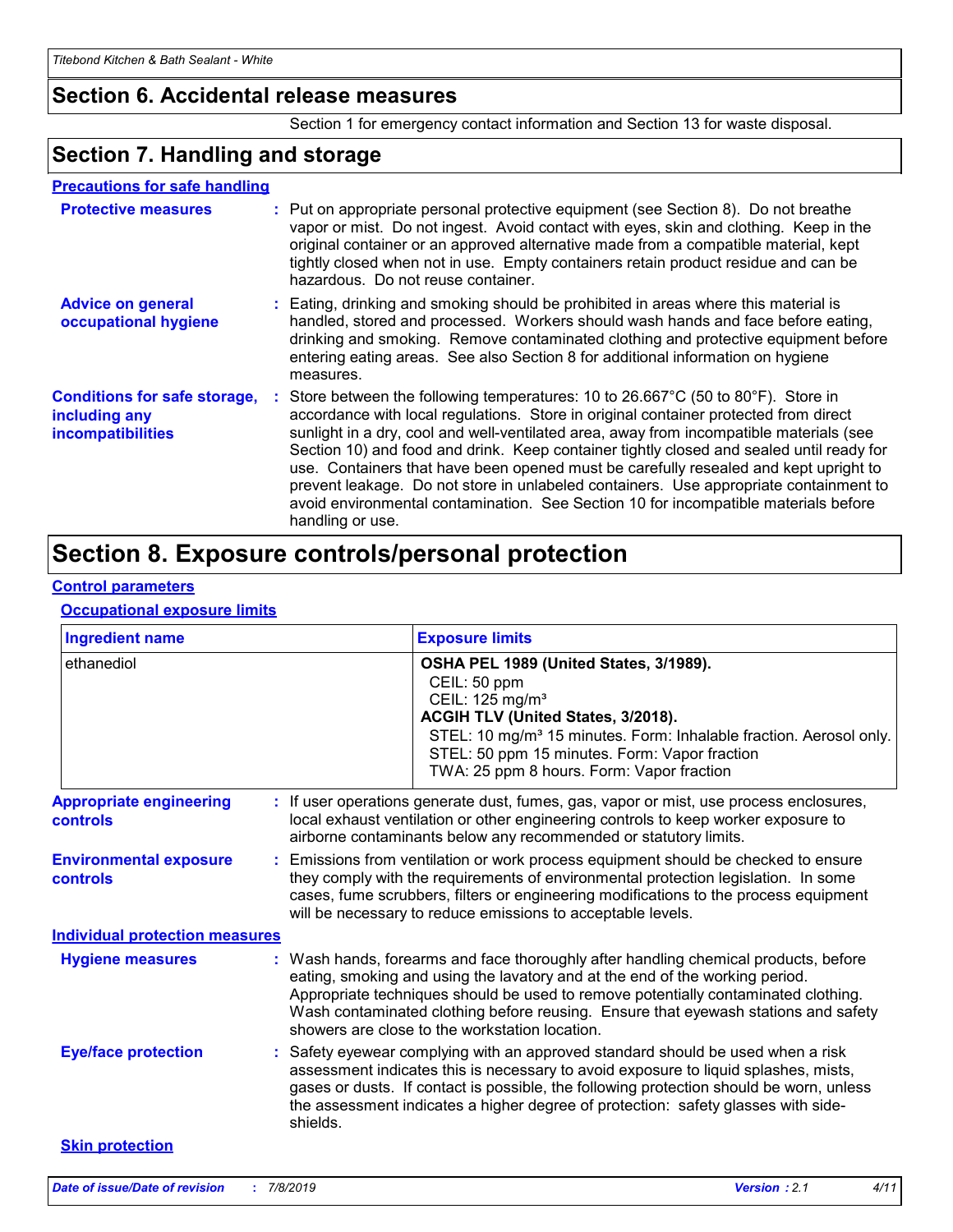## Section 6. Accidental release measures

Section 1 for emergency contact information and Section 13 for waste disposal.

## Section 7. Handling and storage

### Precautions for safe handling

**Protective measures** : Put on appropriate personal protective equipment (see Section 8). Do not breathe vapor or mist. Do not ingest. Avoid contact with eyes, skin and clothing. Keep in the original container or an approved alternative made from a compatible material, kept tightly closed when not in use. Empty containers retain product residue and can be hazardous. Do not reuse container.

**Advice on general occupational hygiene** : Eating, drinking and smoking should be prohibited in areas where this material is handled, stored and processed. Workers should wash hands and face before eating, drinking and smoking. Remove contaminated clothing and protective equipment before entering eating areas. See also Section 8 for additional information on hygiene measures.

**Conditions for safe storage, including any incompatibilities** : Store between the following temperatures: 10 to 26.667°C (50 to 80°F). Store in accordance with local regulations. Store in original container protected from direct sunlight in a dry, cool and well-ventilated area, away from incompatible materials (see Section 10) and food and drink. Keep container tightly closed and sealed until ready for use. Containers that have been opened must be carefully resealed and kept upright to prevent leakage. Do not store in unlabeled containers. Use appropriate containment to avoid environmental contamination. See Section 10 for incompatible materials before handling or use.

## Section 8. Exposure controls/personal protection

### Control parameters

#### Occupational exposure limits

| Ingredient name | Exposure limits |
|---|---|
| ethanediol | **OSHA PEL 1989 (United States, 3/1989).**<br>CEIL: 50 ppm<br>CEIL: 125 mg/m³<br>**ACGIH TLV (United States, 3/2018).**<br>STEL: 10 mg/m³ 15 minutes. Form: Inhalable fraction. Aerosol only.<br>STEL: 50 ppm 15 minutes. Form: Vapor fraction<br>TWA: 25 ppm 8 hours. Form: Vapor fraction |

**Appropriate engineering controls** : If user operations generate dust, fumes, gas, vapor or mist, use process enclosures, local exhaust ventilation or other engineering controls to keep worker exposure to airborne contaminants below any recommended or statutory limits.

**Environmental exposure controls** : Emissions from ventilation or work process equipment should be checked to ensure they comply with the requirements of environmental protection legislation. In some cases, fume scrubbers, filters or engineering modifications to the process equipment will be necessary to reduce emissions to acceptable levels.

### Individual protection measures

**Hygiene measures** : Wash hands, forearms and face thoroughly after handling chemical products, before eating, smoking and using the lavatory and at the end of the working period. Appropriate techniques should be used to remove potentially contaminated clothing. Wash contaminated clothing before reusing. Ensure that eyewash stations and safety showers are close to the workstation location.

**Eye/face protection** : Safety eyewear complying with an approved standard should be used when a risk assessment indicates this is necessary to avoid exposure to liquid splashes, mists, gases or dusts. If contact is possible, the following protection should be worn, unless the assessment indicates a higher degree of protection: safety glasses with side-shields.

**Skin protection**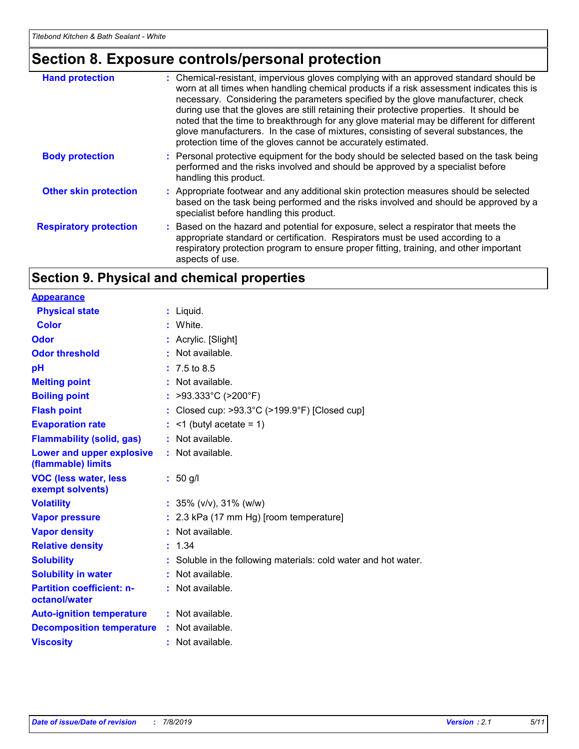## Section 8. Exposure controls/personal protection

| | |
|---|---|
| **Hand protection** | Chemical-resistant, impervious gloves complying with an approved standard should be worn at all times when handling chemical products if a risk assessment indicates this is necessary. Considering the parameters specified by the glove manufacturer, check during use that the gloves are still retaining their protective properties. It should be noted that the time to breakthrough for any glove material may be different for different glove manufacturers. In the case of mixtures, consisting of several substances, the protection time of the gloves cannot be accurately estimated. |
| **Body protection** | Personal protective equipment for the body should be selected based on the task being performed and the risks involved and should be approved by a specialist before handling this product. |
| **Other skin protection** | Appropriate footwear and any additional skin protection measures should be selected based on the task being performed and the risks involved and should be approved by a specialist before handling this product. |
| **Respiratory protection** | Based on the hazard and potential for exposure, select a respirator that meets the appropriate standard or certification. Respirators must be used according to a respiratory protection program to ensure proper fitting, training, and other important aspects of use. |

## Section 9. Physical and chemical properties

**Appearance**

| | |
|---|---|
| **Physical state** | Liquid. |
| **Color** | White. |
| **Odor** | Acrylic. [Slight] |
| **Odor threshold** | Not available. |
| **pH** | 7.5 to 8.5 |
| **Melting point** | Not available. |
| **Boiling point** | >93.333°C (>200°F) |
| **Flash point** | Closed cup: >93.3°C (>199.9°F) [Closed cup] |
| **Evaporation rate** | <1 (butyl acetate = 1) |
| **Flammability (solid, gas)** | Not available. |
| **Lower and upper explosive (flammable) limits** | Not available. |
| **VOC (less water, less exempt solvents)** | 50 g/l |
| **Volatility** | 35% (v/v), 31% (w/w) |
| **Vapor pressure** | 2.3 kPa (17 mm Hg) [room temperature] |
| **Vapor density** | Not available. |
| **Relative density** | 1.34 |
| **Solubility** | Soluble in the following materials: cold water and hot water. |
| **Solubility in water** | Not available. |
| **Partition coefficient: n-octanol/water** | Not available. |
| **Auto-ignition temperature** | Not available. |
| **Decomposition temperature** | Not available. |
| **Viscosity** | Not available. |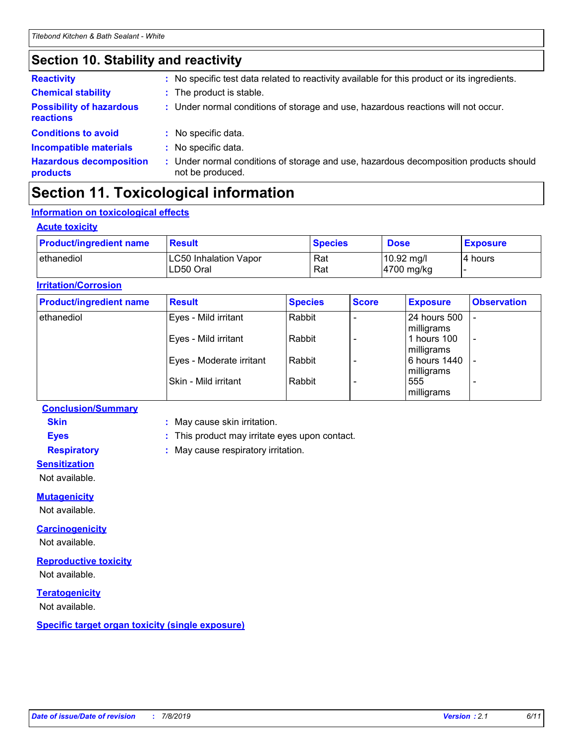## Section 10. Stability and reactivity

**Reactivity** : No specific test data related to reactivity available for this product or its ingredients.

**Chemical stability** : The product is stable.

**Possibility of hazardous reactions** : Under normal conditions of storage and use, hazardous reactions will not occur.

**Conditions to avoid** : No specific data.

**Incompatible materials** : No specific data.

**Hazardous decomposition products** : Under normal conditions of storage and use, hazardous decomposition products should not be produced.

## Section 11. Toxicological information

### Information on toxicological effects

#### Acute toxicity

| Product/ingredient name | Result | Species | Dose | Exposure |
|---|---|---|---|---|
| ethanediol | LC50 Inhalation Vapor<br>LD50 Oral | Rat<br>Rat | 10.92 mg/l<br>4700 mg/kg | 4 hours<br>- |

#### Irritation/Corrosion

| Product/ingredient name | Result | Species | Score | Exposure | Observation |
|---|---|---|---|---|---|
| ethanediol | Eyes - Mild irritant | Rabbit | - | 24 hours 500 milligrams | - |
| | Eyes - Mild irritant | Rabbit | - | 1 hours 100 milligrams | - |
| | Eyes - Moderate irritant | Rabbit | - | 6 hours 1440 milligrams | - |
| | Skin - Mild irritant | Rabbit | - | 555 milligrams | - |

**Conclusion/Summary**

**Skin** : May cause skin irritation.

**Eyes** : This product may irritate eyes upon contact.

**Respiratory** : May cause respiratory irritation.

#### Sensitization

Not available.

#### Mutagenicity

Not available.

#### Carcinogenicity

Not available.

#### Reproductive toxicity

Not available.

#### Teratogenicity

Not available.

#### Specific target organ toxicity (single exposure)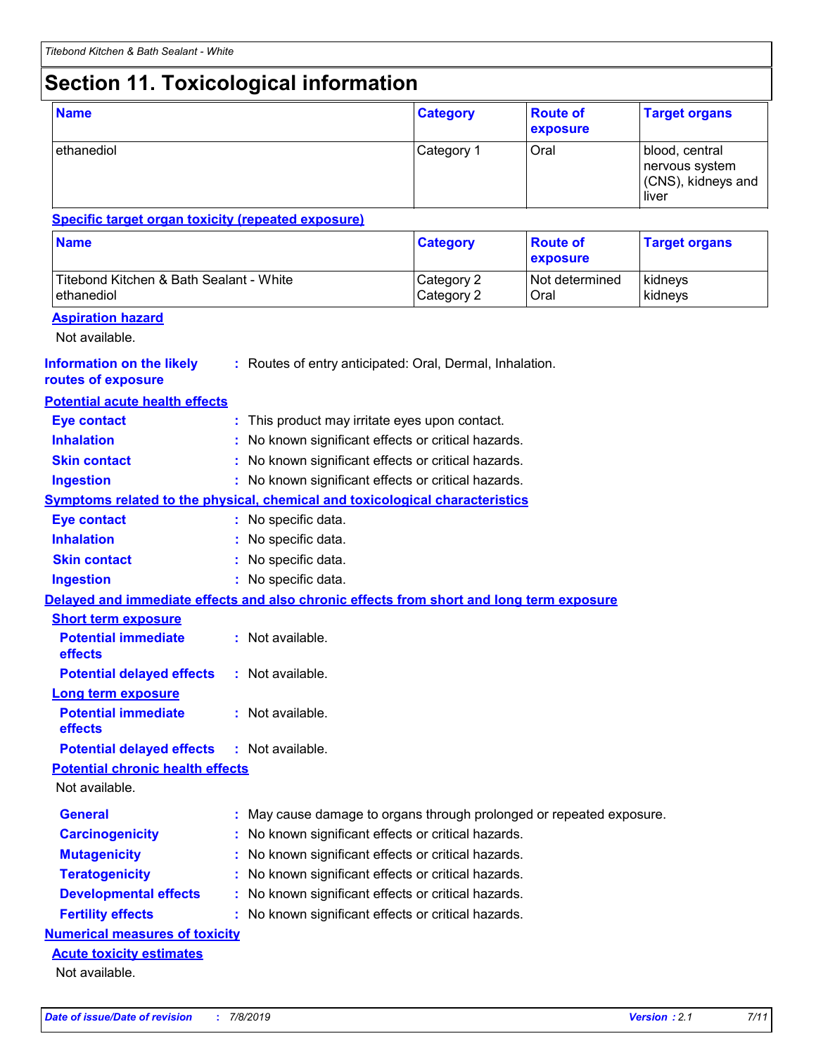# Section 11. Toxicological information

| Name | Category | Route of exposure | Target organs |
| --- | --- | --- | --- |
| ethanediol | Category 1 | Oral | blood, central nervous system (CNS), kidneys and liver |

**Specific target organ toxicity (repeated exposure)**

| Name | Category | Route of exposure | Target organs |
| --- | --- | --- | --- |
| Titebond Kitchen & Bath Sealant - White | Category 2 | Not determined | kidneys |
| ethanediol | Category 2 | Oral | kidneys |

**Aspiration hazard**

Not available.

**Information on the likely routes of exposure** : Routes of entry anticipated: Oral, Dermal, Inhalation.

**Potential acute health effects**

**Eye contact** : This product may irritate eyes upon contact.

**Inhalation** : No known significant effects or critical hazards.

**Skin contact** : No known significant effects or critical hazards.

**Ingestion** : No known significant effects or critical hazards.

**Symptoms related to the physical, chemical and toxicological characteristics**

**Eye contact** : No specific data.

**Inhalation** : No specific data.

**Skin contact** : No specific data.

**Ingestion** : No specific data.

**Delayed and immediate effects and also chronic effects from short and long term exposure**

**Short term exposure**

**Potential immediate effects** : Not available.

**Potential delayed effects** : Not available.

**Long term exposure**

**Potential immediate effects** : Not available.

**Potential delayed effects** : Not available.

**Potential chronic health effects**

Not available.

**General** : May cause damage to organs through prolonged or repeated exposure.

**Carcinogenicity** : No known significant effects or critical hazards.

**Mutagenicity** : No known significant effects or critical hazards.

**Teratogenicity** : No known significant effects or critical hazards.

**Developmental effects** : No known significant effects or critical hazards.

**Fertility effects** : No known significant effects or critical hazards.

**Numerical measures of toxicity**

**Acute toxicity estimates**

Not available.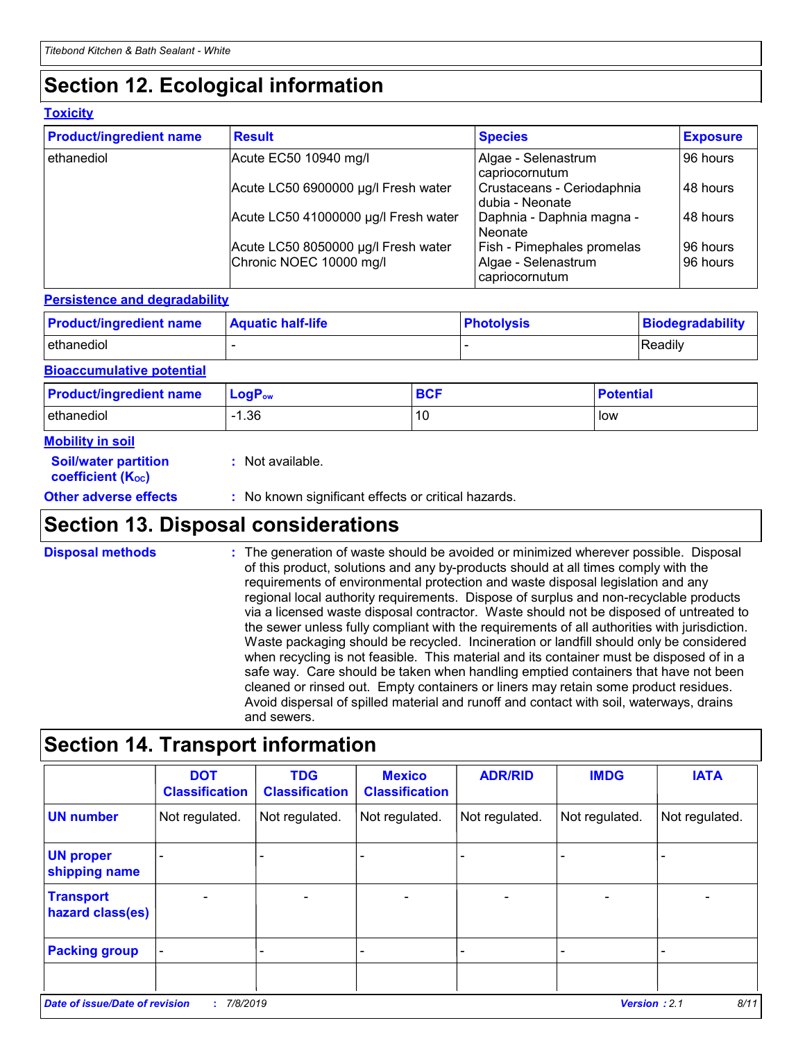## Section 12. Ecological information

### Toxicity

| Product/ingredient name | Result | Species | Exposure |
|---|---|---|---|
| ethanediol | Acute EC50 10940 mg/l | Algae - Selenastrum capriocornutum | 96 hours |
| | Acute LC50 6900000 µg/l Fresh water | Crustaceans - Ceriodaphnia dubia - Neonate | 48 hours |
| | Acute LC50 41000000 µg/l Fresh water | Daphnia - Daphnia magna - Neonate | 48 hours |
| | Acute LC50 8050000 µg/l Fresh water | Fish - Pimephales promelas | 96 hours |
| | Chronic NOEC 10000 mg/l | Algae - Selenastrum capriocornutum | 96 hours |

### Persistence and degradability

| Product/ingredient name | Aquatic half-life | Photolysis | Biodegradability |
|---|---|---|---|
| ethanediol | - | - | Readily |

### Bioaccumulative potential

| Product/ingredient name | $LogP_{ow}$ | BCF | Potential |
|---|---|---|---|
| ethanediol | -1.36 | 10 | low |

### Mobility in soil

**Soil/water partition coefficient ($K_{OC}$)** : Not available.

**Other adverse effects** : No known significant effects or critical hazards.

## Section 13. Disposal considerations

**Disposal methods** : The generation of waste should be avoided or minimized wherever possible. Disposal of this product, solutions and any by-products should at all times comply with the requirements of environmental protection and waste disposal legislation and any regional local authority requirements. Dispose of surplus and non-recyclable products via a licensed waste disposal contractor. Waste should not be disposed of untreated to the sewer unless fully compliant with the requirements of all authorities with jurisdiction. Waste packaging should be recycled. Incineration or landfill should only be considered when recycling is not feasible. This material and its container must be disposed of in a safe way. Care should be taken when handling emptied containers that have not been cleaned or rinsed out. Empty containers or liners may retain some product residues. Avoid dispersal of spilled material and runoff and contact with soil, waterways, drains and sewers.

## Section 14. Transport information

| | DOT Classification | TDG Classification | Mexico Classification | ADR/RID | IMDG | IATA |
|---|---|---|---|---|---|---|
| UN number | Not regulated. | Not regulated. | Not regulated. | Not regulated. | Not regulated. | Not regulated. |
| UN proper shipping name | - | - | - | - | - | - |
| Transport hazard class(es) | - | - | - | - | - | - |
| Packing group | - | - | - | - | - | - |
| | | | | | | |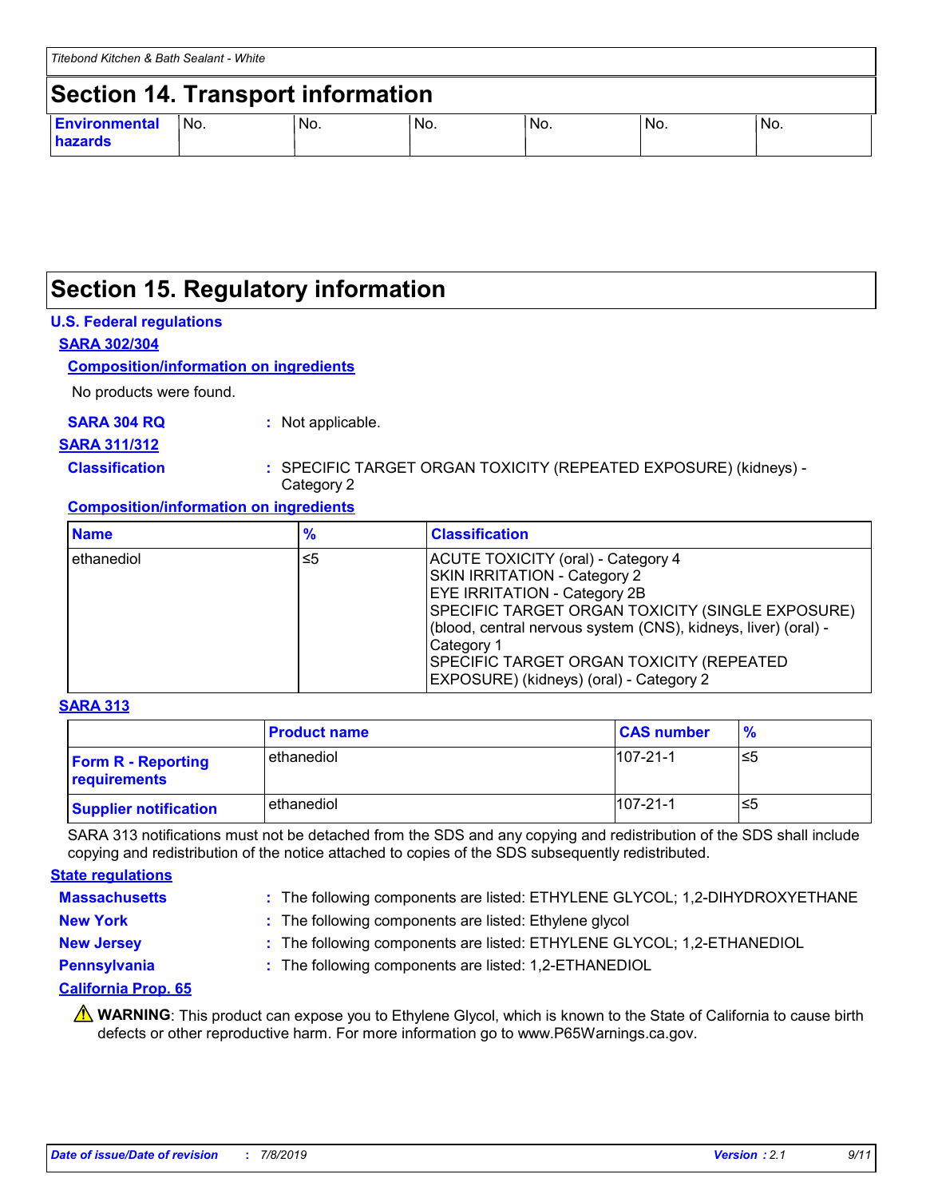## Section 14. Transport information

| Environmental hazards | No. | No. | No. | No. | No. | No. |
|---|---|---|---|---|---|---|

## Section 15. Regulatory information

### U.S. Federal regulations

**SARA 302/304**

**Composition/information on ingredients**

No products were found.

**SARA 304 RQ** : Not applicable.

**SARA 311/312**

**Classification** : SPECIFIC TARGET ORGAN TOXICITY (REPEATED EXPOSURE) (kidneys) - Category 2

**Composition/information on ingredients**

| Name | % | Classification |
|---|---|---|
| ethanediol | ≤5 | ACUTE TOXICITY (oral) - Category 4<br>SKIN IRRITATION - Category 2<br>EYE IRRITATION - Category 2B<br>SPECIFIC TARGET ORGAN TOXICITY (SINGLE EXPOSURE) (blood, central nervous system (CNS), kidneys, liver) (oral) - Category 1<br>SPECIFIC TARGET ORGAN TOXICITY (REPEATED EXPOSURE) (kidneys) (oral) - Category 2 |

**SARA 313**

| | Product name | CAS number | % |
|---|---|---|---|
| Form R - Reporting requirements | ethanediol | 107-21-1 | ≤5 |
| Supplier notification | ethanediol | 107-21-1 | ≤5 |

SARA 313 notifications must not be detached from the SDS and any copying and redistribution of the SDS shall include copying and redistribution of the notice attached to copies of the SDS subsequently redistributed.

### State regulations

**Massachusetts** : The following components are listed: ETHYLENE GLYCOL; 1,2-DIHYDROXYETHANE

**New York** : The following components are listed: Ethylene glycol

**New Jersey** : The following components are listed: ETHYLENE GLYCOL; 1,2-ETHANEDIOL

**Pennsylvania** : The following components are listed: 1,2-ETHANEDIOL

**California Prop. 65**

⚠ **WARNING**: This product can expose you to Ethylene Glycol, which is known to the State of California to cause birth defects or other reproductive harm. For more information go to www.P65Warnings.ca.gov.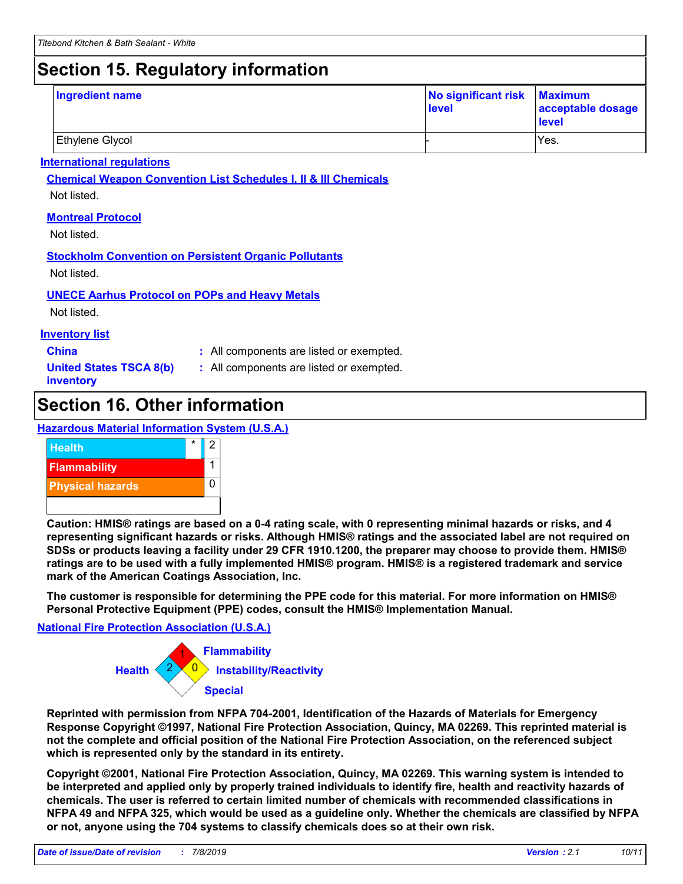## Section 15. Regulatory information

| Ingredient name | No significant risk level | Maximum acceptable dosage level |
|---|---|---|
| Ethylene Glycol | - | Yes. |

### International regulations

**Chemical Weapon Convention List Schedules I, II & III Chemicals**

Not listed.

**Montreal Protocol**

Not listed.

**Stockholm Convention on Persistent Organic Pollutants**

Not listed.

**UNECE Aarhus Protocol on POPs and Heavy Metals**

Not listed.

### Inventory list

**China** : All components are listed or exempted.

**United States TSCA 8(b) inventory** : All components are listed or exempted.

## Section 16. Other information

### Hazardous Material Information System (U.S.A.)

| | | |
|---|---|---|
| Health | * | 2 |
| Flammability | | 1 |
| Physical hazards | | 0 |

**Caution: HMIS® ratings are based on a 0-4 rating scale, with 0 representing minimal hazards or risks, and 4 representing significant hazards or risks. Although HMIS® ratings and the associated label are not required on SDSs or products leaving a facility under 29 CFR 1910.1200, the preparer may choose to provide them. HMIS® ratings are to be used with a fully implemented HMIS® program. HMIS® is a registered trademark and service mark of the American Coatings Association, Inc.**

**The customer is responsible for determining the PPE code for this material. For more information on HMIS® Personal Protective Equipment (PPE) codes, consult the HMIS® Implementation Manual.**

### National Fire Protection Association (U.S.A.)

- Health: 2
- Flammability: 1
- Instability/Reactivity: 0
- Special:

**Reprinted with permission from NFPA 704-2001, Identification of the Hazards of Materials for Emergency Response Copyright ©1997, National Fire Protection Association, Quincy, MA 02269. This reprinted material is not the complete and official position of the National Fire Protection Association, on the referenced subject which is represented only by the standard in its entirety.**

**Copyright ©2001, National Fire Protection Association, Quincy, MA 02269. This warning system is intended to be interpreted and applied only by properly trained individuals to identify fire, health and reactivity hazards of chemicals. The user is referred to certain limited number of chemicals with recommended classifications in NFPA 49 and NFPA 325, which would be used as a guideline only. Whether the chemicals are classified by NFPA or not, anyone using the 704 systems to classify chemicals does so at their own risk.**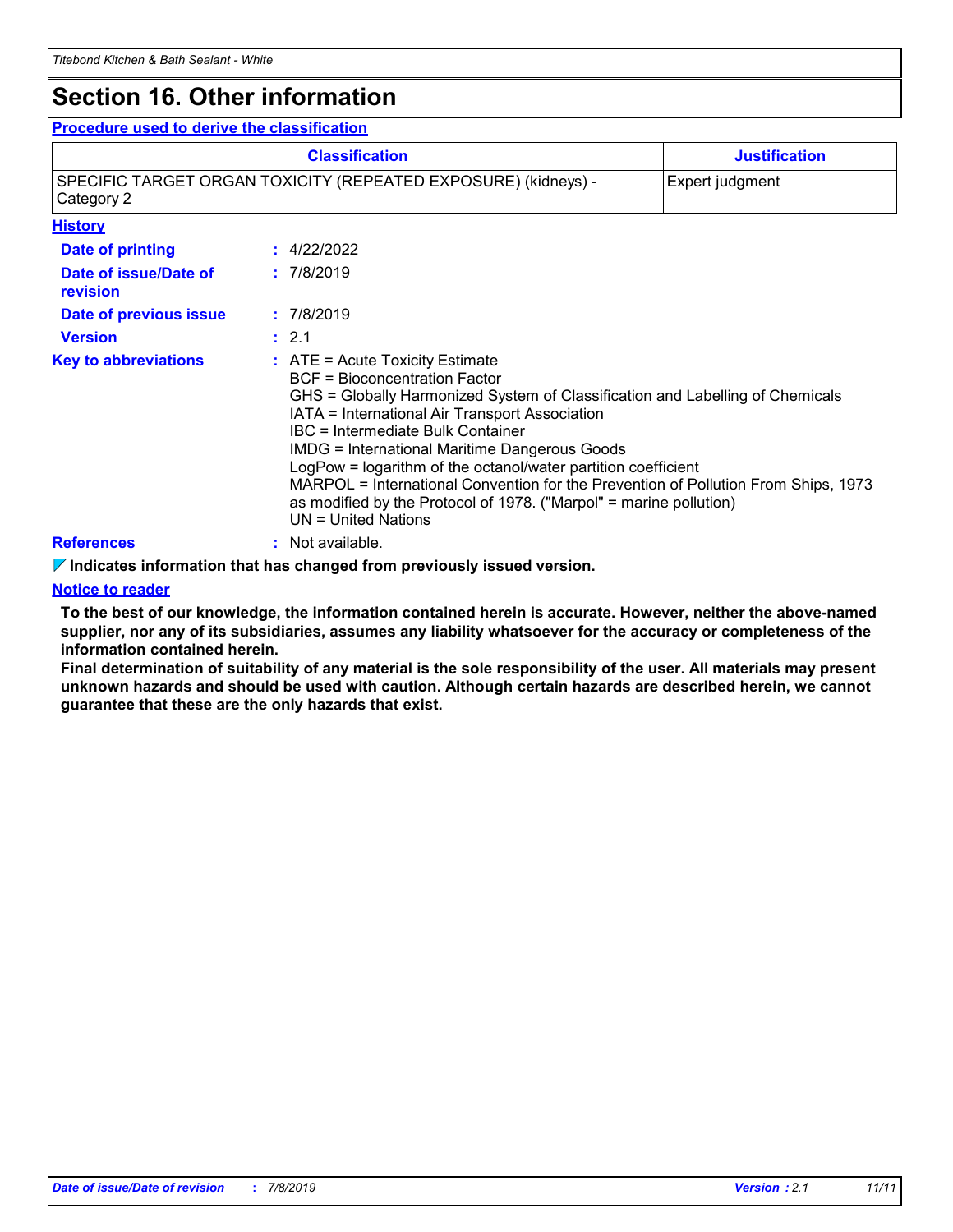# Section 16. Other information

**Procedure used to derive the classification**

| Classification | Justification |
|---|---|
| SPECIFIC TARGET ORGAN TOXICITY (REPEATED EXPOSURE) (kidneys) - Category 2 | Expert judgment |

**History**

**Date of printing** : 4/22/2022

**Date of issue/Date of revision** : 7/8/2019

**Date of previous issue** : 7/8/2019

**Version** : 2.1

**Key to abbreviations** :
ATE = Acute Toxicity Estimate
BCF = Bioconcentration Factor
GHS = Globally Harmonized System of Classification and Labelling of Chemicals
IATA = International Air Transport Association
IBC = Intermediate Bulk Container
IMDG = International Maritime Dangerous Goods
LogPow = logarithm of the octanol/water partition coefficient
MARPOL = International Convention for the Prevention of Pollution From Ships, 1973 as modified by the Protocol of 1978. ("Marpol" = marine pollution)
UN = United Nations

**References** : Not available.

**Indicates information that has changed from previously issued version.**

**Notice to reader**

**To the best of our knowledge, the information contained herein is accurate. However, neither the above-named supplier, nor any of its subsidiaries, assumes any liability whatsoever for the accuracy or completeness of the information contained herein.**

**Final determination of suitability of any material is the sole responsibility of the user. All materials may present unknown hazards and should be used with caution. Although certain hazards are described herein, we cannot guarantee that these are the only hazards that exist.**